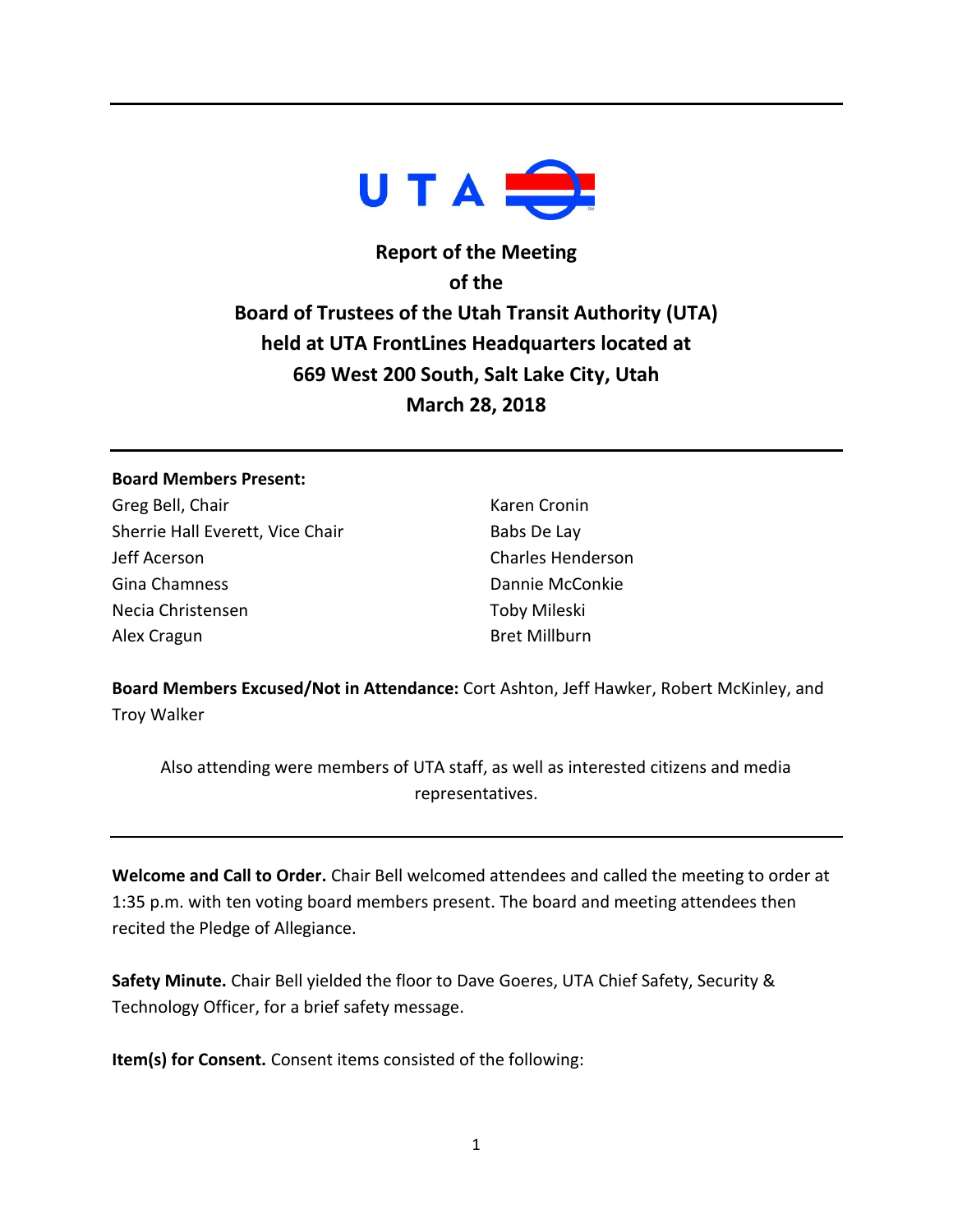# Report of the Meeting of the Board of Trustees of the Utah Transit Authority (UTA) held at UTA FrontLines Headquarters located at 669 West 200 South, Salt Lake City, Utah March 28, 2018

**Board Members Present:**

Greg Bell, Chair
Sherrie Hall Everett, Vice Chair
Jeff Acerson
Gina Chamness
Necia Christensen
Alex Cragun
Karen Cronin
Babs De Lay
Charles Henderson
Dannie McConkie
Toby Mileski
Bret Millburn

**Board Members Excused/Not in Attendance:** Cort Ashton, Jeff Hawker, Robert McKinley, and Troy Walker

Also attending were members of UTA staff, as well as interested citizens and media representatives.

**Welcome and Call to Order.** Chair Bell welcomed attendees and called the meeting to order at 1:35 p.m. with ten voting board members present. The board and meeting attendees then recited the Pledge of Allegiance.

**Safety Minute.** Chair Bell yielded the floor to Dave Goeres, UTA Chief Safety, Security & Technology Officer, for a brief safety message.

**Item(s) for Consent.** Consent items consisted of the following: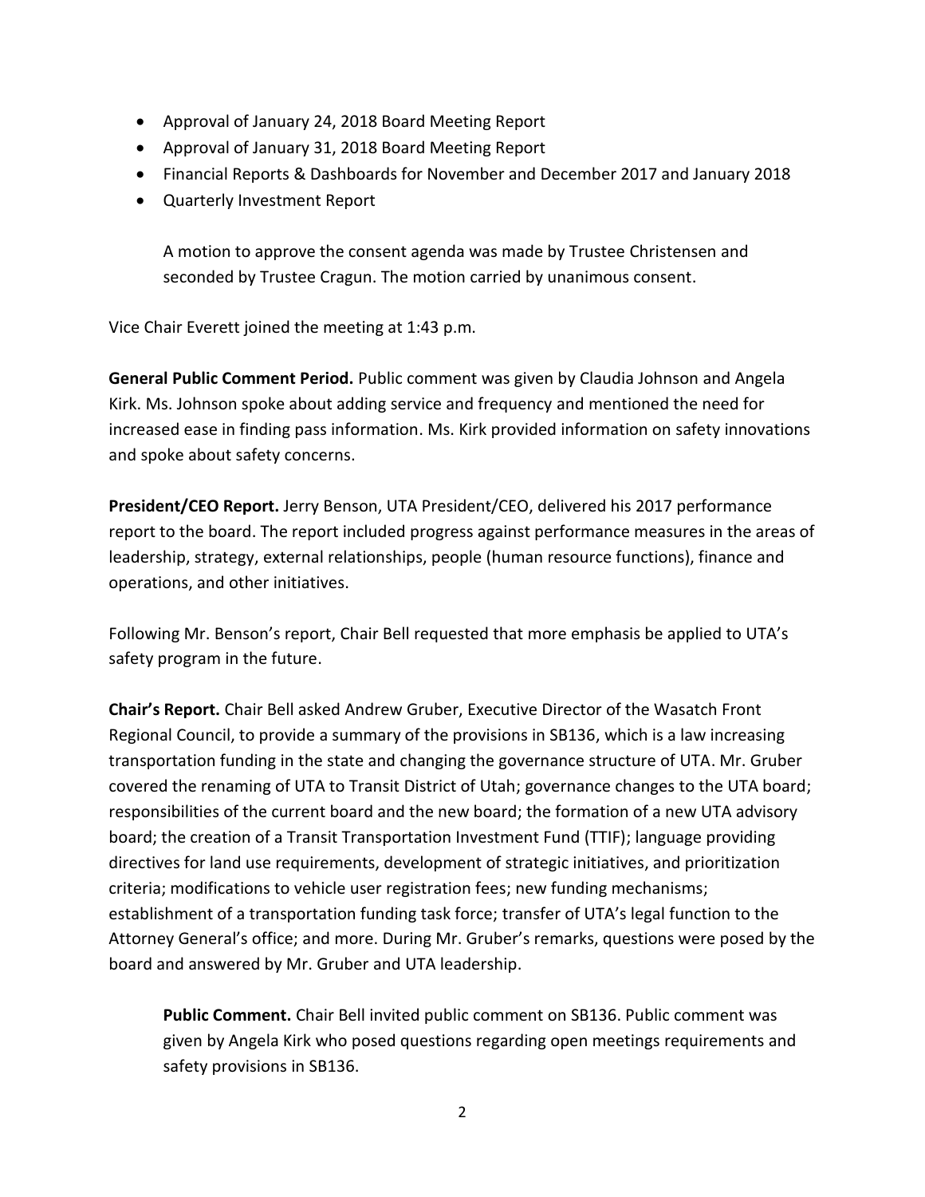- Approval of January 24, 2018 Board Meeting Report
- Approval of January 31, 2018 Board Meeting Report
- Financial Reports & Dashboards for November and December 2017 and January 2018
- Quarterly Investment Report

  A motion to approve the consent agenda was made by Trustee Christensen and seconded by Trustee Cragun. The motion carried by unanimous consent.

Vice Chair Everett joined the meeting at 1:43 p.m.

**General Public Comment Period.** Public comment was given by Claudia Johnson and Angela Kirk. Ms. Johnson spoke about adding service and frequency and mentioned the need for increased ease in finding pass information. Ms. Kirk provided information on safety innovations and spoke about safety concerns.

**President/CEO Report.** Jerry Benson, UTA President/CEO, delivered his 2017 performance report to the board. The report included progress against performance measures in the areas of leadership, strategy, external relationships, people (human resource functions), finance and operations, and other initiatives.

Following Mr. Benson's report, Chair Bell requested that more emphasis be applied to UTA's safety program in the future.

**Chair's Report.** Chair Bell asked Andrew Gruber, Executive Director of the Wasatch Front Regional Council, to provide a summary of the provisions in SB136, which is a law increasing transportation funding in the state and changing the governance structure of UTA. Mr. Gruber covered the renaming of UTA to Transit District of Utah; governance changes to the UTA board; responsibilities of the current board and the new board; the formation of a new UTA advisory board; the creation of a Transit Transportation Investment Fund (TTIF); language providing directives for land use requirements, development of strategic initiatives, and prioritization criteria; modifications to vehicle user registration fees; new funding mechanisms; establishment of a transportation funding task force; transfer of UTA's legal function to the Attorney General's office; and more. During Mr. Gruber's remarks, questions were posed by the board and answered by Mr. Gruber and UTA leadership.

> **Public Comment.** Chair Bell invited public comment on SB136. Public comment was given by Angela Kirk who posed questions regarding open meetings requirements and safety provisions in SB136.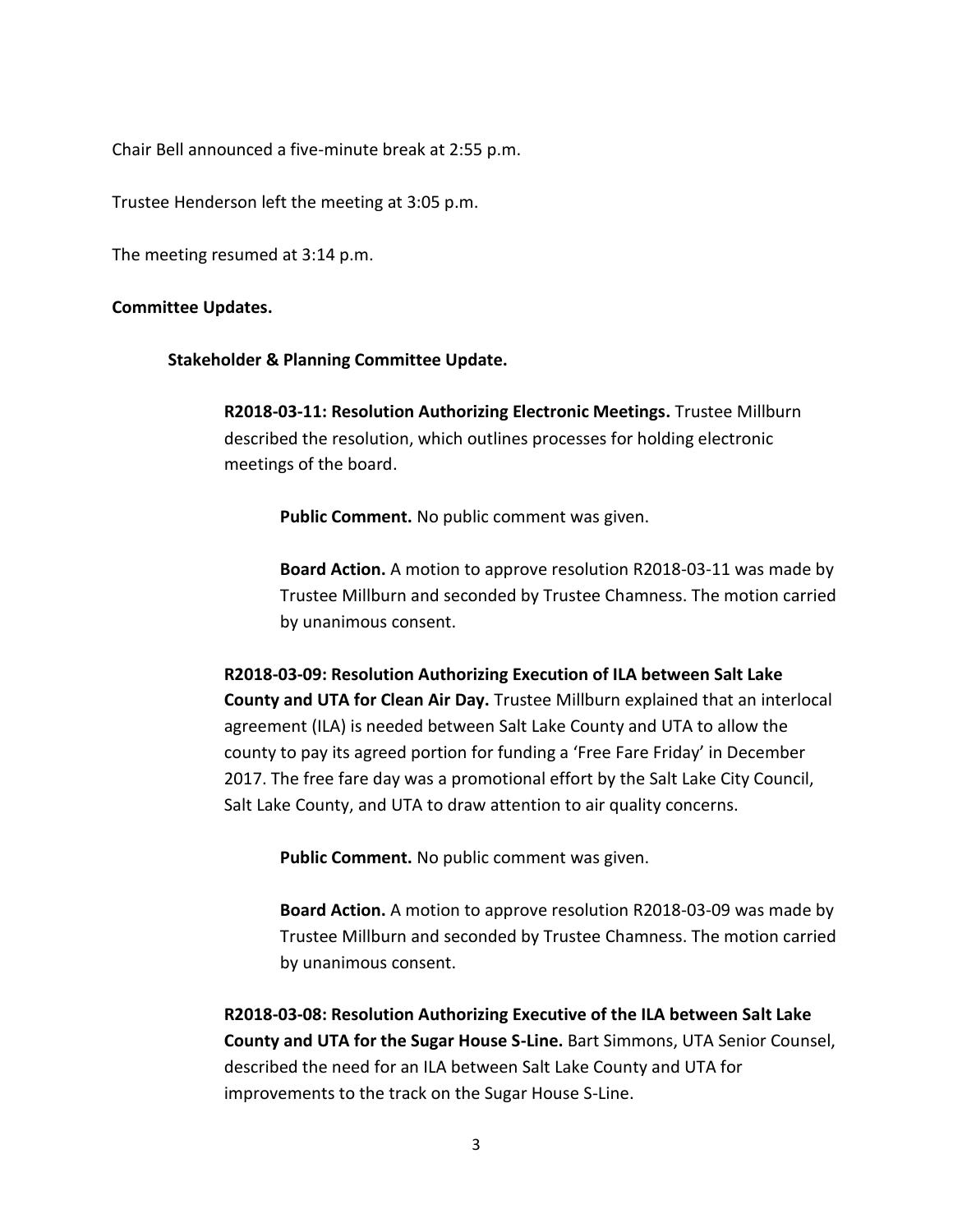Chair Bell announced a five-minute break at 2:55 p.m.

Trustee Henderson left the meeting at 3:05 p.m.

The meeting resumed at 3:14 p.m.

**Committee Updates.**

**Stakeholder & Planning Committee Update.**

**R2018-03-11: Resolution Authorizing Electronic Meetings.** Trustee Millburn described the resolution, which outlines processes for holding electronic meetings of the board.

**Public Comment.** No public comment was given.

**Board Action.** A motion to approve resolution R2018-03-11 was made by Trustee Millburn and seconded by Trustee Chamness. The motion carried by unanimous consent.

**R2018-03-09: Resolution Authorizing Execution of ILA between Salt Lake County and UTA for Clean Air Day.** Trustee Millburn explained that an interlocal agreement (ILA) is needed between Salt Lake County and UTA to allow the county to pay its agreed portion for funding a 'Free Fare Friday' in December 2017. The free fare day was a promotional effort by the Salt Lake City Council, Salt Lake County, and UTA to draw attention to air quality concerns.

**Public Comment.** No public comment was given.

**Board Action.** A motion to approve resolution R2018-03-09 was made by Trustee Millburn and seconded by Trustee Chamness. The motion carried by unanimous consent.

**R2018-03-08: Resolution Authorizing Executive of the ILA between Salt Lake County and UTA for the Sugar House S-Line.** Bart Simmons, UTA Senior Counsel, described the need for an ILA between Salt Lake County and UTA for improvements to the track on the Sugar House S-Line.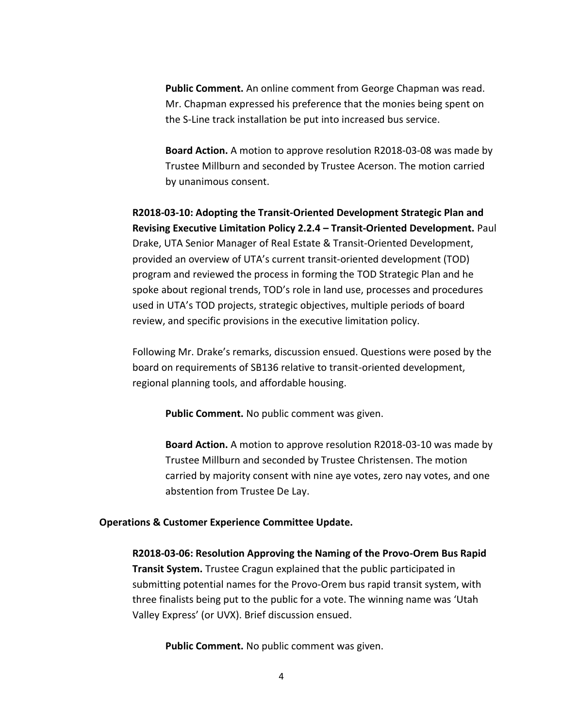**Public Comment.** An online comment from George Chapman was read. Mr. Chapman expressed his preference that the monies being spent on the S-Line track installation be put into increased bus service.

**Board Action.** A motion to approve resolution R2018-03-08 was made by Trustee Millburn and seconded by Trustee Acerson. The motion carried by unanimous consent.

**R2018-03-10: Adopting the Transit-Oriented Development Strategic Plan and Revising Executive Limitation Policy 2.2.4 – Transit-Oriented Development.** Paul Drake, UTA Senior Manager of Real Estate & Transit-Oriented Development, provided an overview of UTA's current transit-oriented development (TOD) program and reviewed the process in forming the TOD Strategic Plan and he spoke about regional trends, TOD's role in land use, processes and procedures used in UTA's TOD projects, strategic objectives, multiple periods of board review, and specific provisions in the executive limitation policy.

Following Mr. Drake's remarks, discussion ensued. Questions were posed by the board on requirements of SB136 relative to transit-oriented development, regional planning tools, and affordable housing.

**Public Comment.** No public comment was given.

**Board Action.** A motion to approve resolution R2018-03-10 was made by Trustee Millburn and seconded by Trustee Christensen. The motion carried by majority consent with nine aye votes, zero nay votes, and one abstention from Trustee De Lay.

**Operations & Customer Experience Committee Update.**

**R2018-03-06: Resolution Approving the Naming of the Provo-Orem Bus Rapid Transit System.** Trustee Cragun explained that the public participated in submitting potential names for the Provo-Orem bus rapid transit system, with three finalists being put to the public for a vote. The winning name was 'Utah Valley Express' (or UVX). Brief discussion ensued.

**Public Comment.** No public comment was given.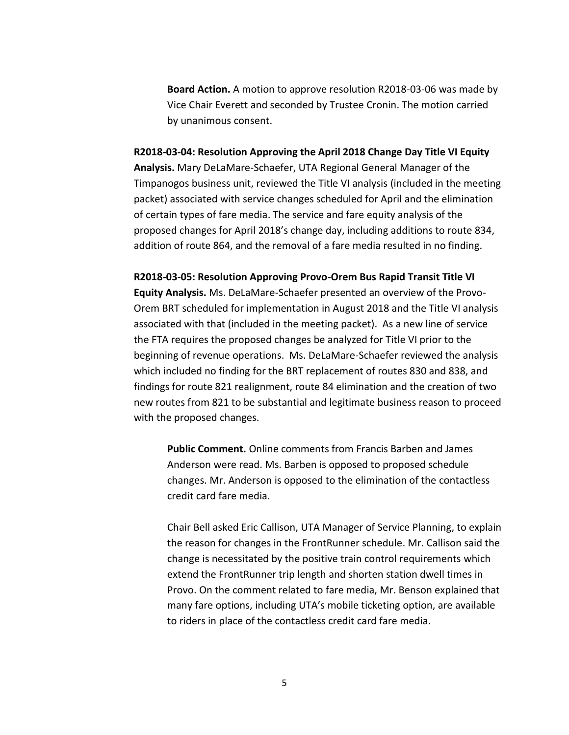**Board Action.** A motion to approve resolution R2018-03-06 was made by Vice Chair Everett and seconded by Trustee Cronin. The motion carried by unanimous consent.

**R2018-03-04: Resolution Approving the April 2018 Change Day Title VI Equity Analysis.** Mary DeLaMare-Schaefer, UTA Regional General Manager of the Timpanogos business unit, reviewed the Title VI analysis (included in the meeting packet) associated with service changes scheduled for April and the elimination of certain types of fare media. The service and fare equity analysis of the proposed changes for April 2018's change day, including additions to route 834, addition of route 864, and the removal of a fare media resulted in no finding.

**R2018-03-05: Resolution Approving Provo-Orem Bus Rapid Transit Title VI Equity Analysis.** Ms. DeLaMare-Schaefer presented an overview of the Provo-Orem BRT scheduled for implementation in August 2018 and the Title VI analysis associated with that (included in the meeting packet). As a new line of service the FTA requires the proposed changes be analyzed for Title VI prior to the beginning of revenue operations. Ms. DeLaMare-Schaefer reviewed the analysis which included no finding for the BRT replacement of routes 830 and 838, and findings for route 821 realignment, route 84 elimination and the creation of two new routes from 821 to be substantial and legitimate business reason to proceed with the proposed changes.

**Public Comment.** Online comments from Francis Barben and James Anderson were read. Ms. Barben is opposed to proposed schedule changes. Mr. Anderson is opposed to the elimination of the contactless credit card fare media.

Chair Bell asked Eric Callison, UTA Manager of Service Planning, to explain the reason for changes in the FrontRunner schedule. Mr. Callison said the change is necessitated by the positive train control requirements which extend the FrontRunner trip length and shorten station dwell times in Provo. On the comment related to fare media, Mr. Benson explained that many fare options, including UTA's mobile ticketing option, are available to riders in place of the contactless credit card fare media.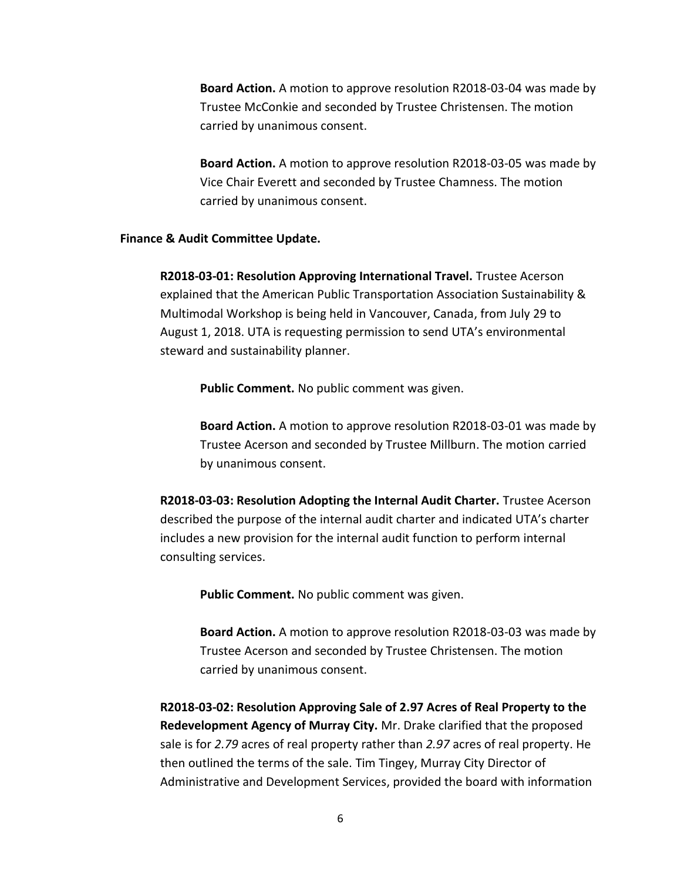**Board Action.** A motion to approve resolution R2018-03-04 was made by Trustee McConkie and seconded by Trustee Christensen. The motion carried by unanimous consent.

**Board Action.** A motion to approve resolution R2018-03-05 was made by Vice Chair Everett and seconded by Trustee Chamness. The motion carried by unanimous consent.

**Finance & Audit Committee Update.**

**R2018-03-01: Resolution Approving International Travel.** Trustee Acerson explained that the American Public Transportation Association Sustainability & Multimodal Workshop is being held in Vancouver, Canada, from July 29 to August 1, 2018. UTA is requesting permission to send UTA's environmental steward and sustainability planner.

**Public Comment.** No public comment was given.

**Board Action.** A motion to approve resolution R2018-03-01 was made by Trustee Acerson and seconded by Trustee Millburn. The motion carried by unanimous consent.

**R2018-03-03: Resolution Adopting the Internal Audit Charter.** Trustee Acerson described the purpose of the internal audit charter and indicated UTA's charter includes a new provision for the internal audit function to perform internal consulting services.

**Public Comment.** No public comment was given.

**Board Action.** A motion to approve resolution R2018-03-03 was made by Trustee Acerson and seconded by Trustee Christensen. The motion carried by unanimous consent.

**R2018-03-02: Resolution Approving Sale of 2.97 Acres of Real Property to the Redevelopment Agency of Murray City.** Mr. Drake clarified that the proposed sale is for *2.79* acres of real property rather than *2.97* acres of real property. He then outlined the terms of the sale. Tim Tingey, Murray City Director of Administrative and Development Services, provided the board with information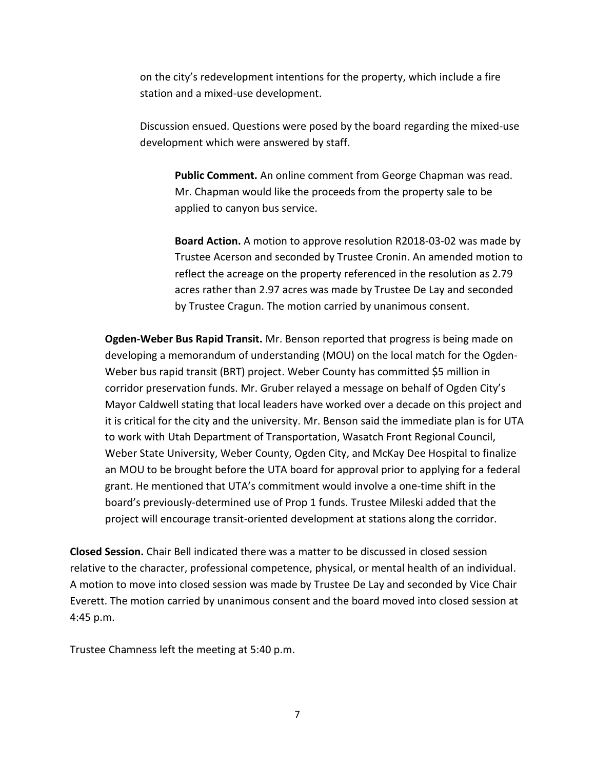on the city's redevelopment intentions for the property, which include a fire station and a mixed-use development.

Discussion ensued. Questions were posed by the board regarding the mixed-use development which were answered by staff.

**Public Comment.** An online comment from George Chapman was read. Mr. Chapman would like the proceeds from the property sale to be applied to canyon bus service.

**Board Action.** A motion to approve resolution R2018-03-02 was made by Trustee Acerson and seconded by Trustee Cronin. An amended motion to reflect the acreage on the property referenced in the resolution as 2.79 acres rather than 2.97 acres was made by Trustee De Lay and seconded by Trustee Cragun. The motion carried by unanimous consent.

**Ogden-Weber Bus Rapid Transit.** Mr. Benson reported that progress is being made on developing a memorandum of understanding (MOU) on the local match for the Ogden-Weber bus rapid transit (BRT) project. Weber County has committed $5 million in corridor preservation funds. Mr. Gruber relayed a message on behalf of Ogden City's Mayor Caldwell stating that local leaders have worked over a decade on this project and it is critical for the city and the university. Mr. Benson said the immediate plan is for UTA to work with Utah Department of Transportation, Wasatch Front Regional Council, Weber State University, Weber County, Ogden City, and McKay Dee Hospital to finalize an MOU to be brought before the UTA board for approval prior to applying for a federal grant. He mentioned that UTA's commitment would involve a one-time shift in the board's previously-determined use of Prop 1 funds. Trustee Mileski added that the project will encourage transit-oriented development at stations along the corridor.

**Closed Session.** Chair Bell indicated there was a matter to be discussed in closed session relative to the character, professional competence, physical, or mental health of an individual. A motion to move into closed session was made by Trustee De Lay and seconded by Vice Chair Everett. The motion carried by unanimous consent and the board moved into closed session at 4:45 p.m.

Trustee Chamness left the meeting at 5:40 p.m.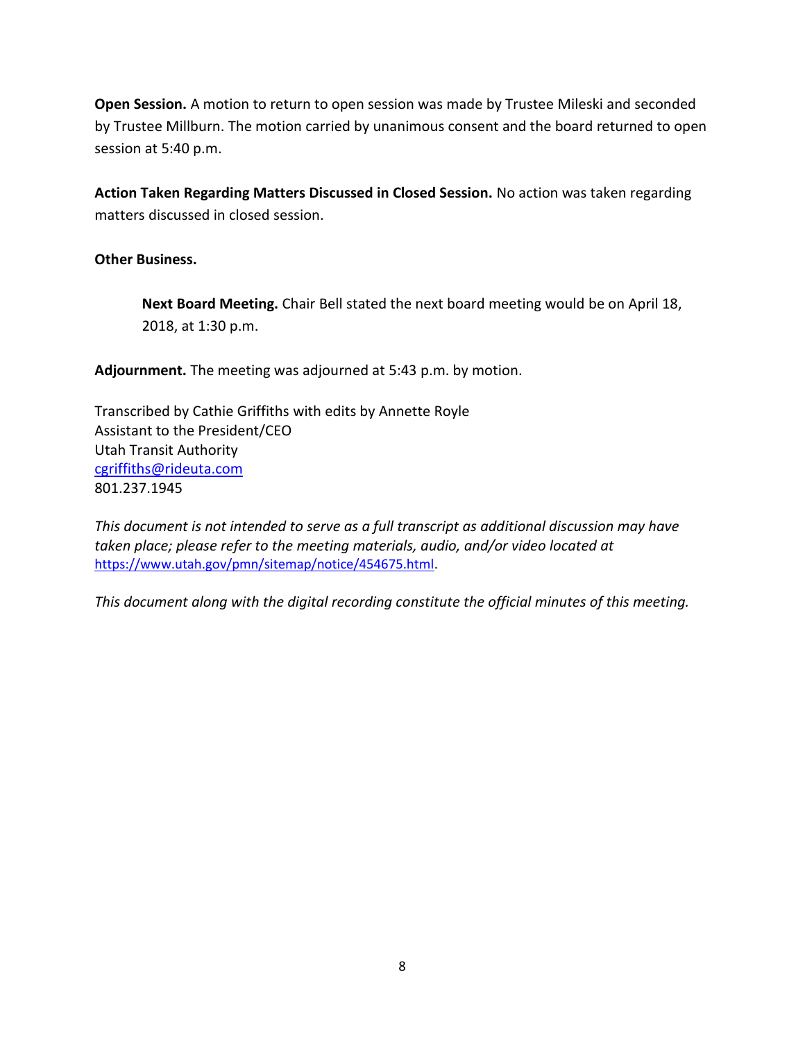**Open Session.** A motion to return to open session was made by Trustee Mileski and seconded by Trustee Millburn. The motion carried by unanimous consent and the board returned to open session at 5:40 p.m.

**Action Taken Regarding Matters Discussed in Closed Session.** No action was taken regarding matters discussed in closed session.

**Other Business.**

> **Next Board Meeting.** Chair Bell stated the next board meeting would be on April 18, 2018, at 1:30 p.m.

**Adjournment.** The meeting was adjourned at 5:43 p.m. by motion.

Transcribed by Cathie Griffiths with edits by Annette Royle
Assistant to the President/CEO
Utah Transit Authority
[cgriffiths@rideuta.com](mailto:cgriffiths@rideuta.com)
801.237.1945

*This document is not intended to serve as a full transcript as additional discussion may have taken place; please refer to the meeting materials, audio, and/or video located at* https://www.utah.gov/pmn/sitemap/notice/454675.html.

*This document along with the digital recording constitute the official minutes of this meeting.*